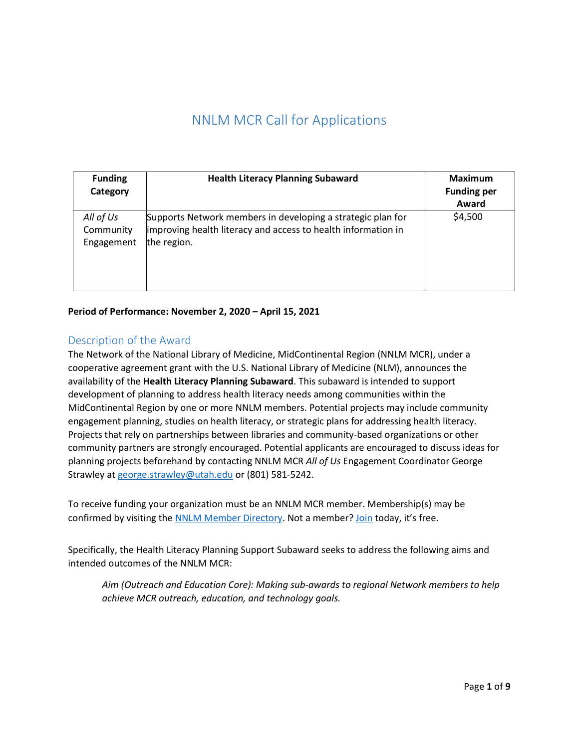# NNLM MCR Call for Applications

| Funding Category | Health Literacy Planning Subaward | Maximum Funding per Award |
|---|---|---|
| *All of Us* Community Engagement | Supports Network members in developing a strategic plan for improving health literacy and access to health information in the region. | $4,500 |

**Period of Performance: November 2, 2020 – April 15, 2021**

## Description of the Award

The Network of the National Library of Medicine, MidContinental Region (NNLM MCR), under a cooperative agreement grant with the U.S. National Library of Medicine (NLM), announces the availability of the **Health Literacy Planning Subaward**. This subaward is intended to support development of planning to address health literacy needs among communities within the MidContinental Region by one or more NNLM members. Potential projects may include community engagement planning, studies on health literacy, or strategic plans for addressing health literacy. Projects that rely on partnerships between libraries and community-based organizations or other community partners are strongly encouraged. Potential applicants are encouraged to discuss ideas for planning projects beforehand by contacting NNLM MCR *All of Us* Engagement Coordinator George Strawley at george.strawley@utah.edu or (801) 581-5242.

To receive funding your organization must be an NNLM MCR member. Membership(s) may be confirmed by visiting the NNLM Member Directory. Not a member? Join today, it's free.

Specifically, the Health Literacy Planning Support Subaward seeks to address the following aims and intended outcomes of the NNLM MCR:

> *Aim (Outreach and Education Core): Making sub-awards to regional Network members to help achieve MCR outreach, education, and technology goals.*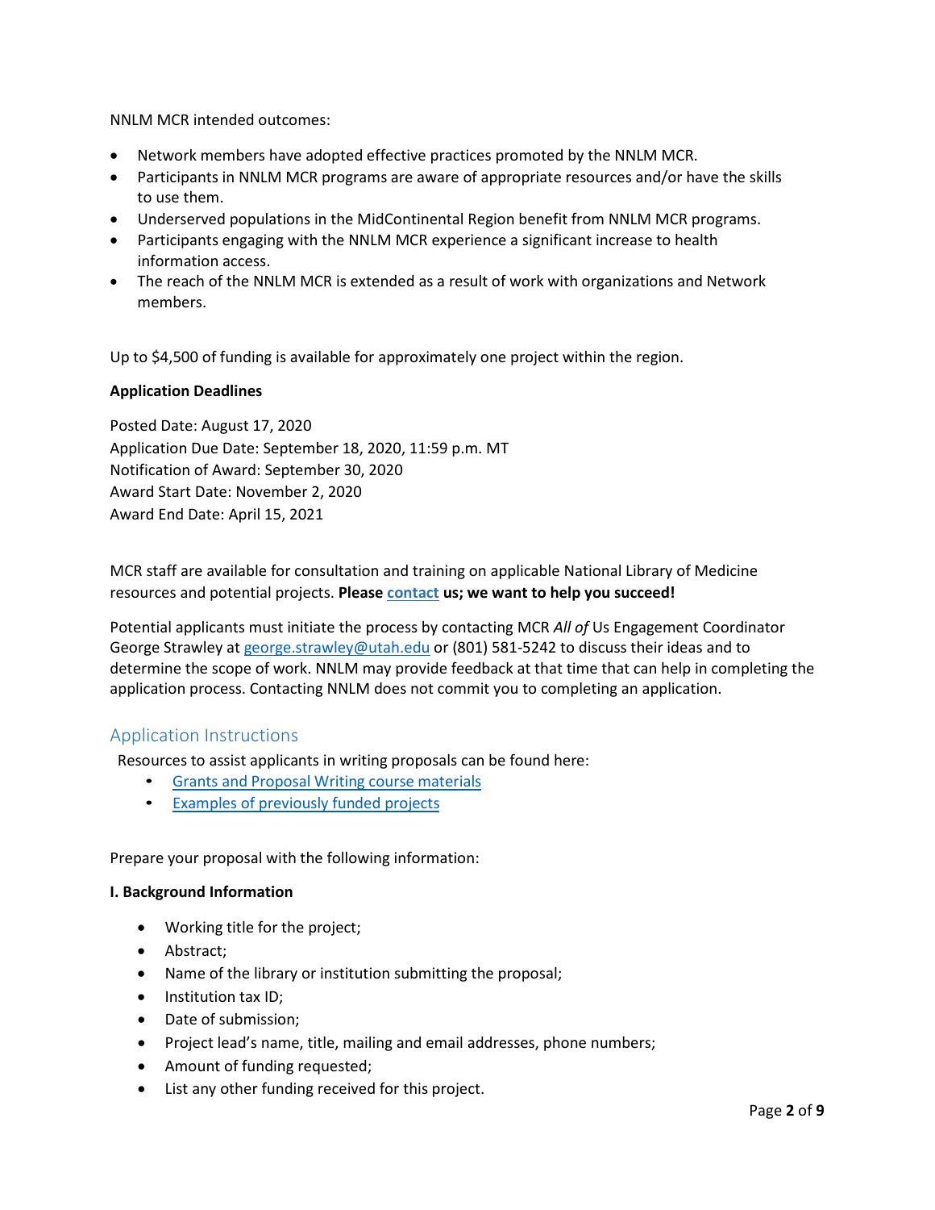NNLM MCR intended outcomes:

- Network members have adopted effective practices promoted by the NNLM MCR.
- Participants in NNLM MCR programs are aware of appropriate resources and/or have the skills to use them.
- Underserved populations in the MidContinental Region benefit from NNLM MCR programs.
- Participants engaging with the NNLM MCR experience a significant increase to health information access.
- The reach of the NNLM MCR is extended as a result of work with organizations and Network members.

Up to $4,500 of funding is available for approximately one project within the region.

**Application Deadlines**

Posted Date: August 17, 2020
Application Due Date: September 18, 2020, 11:59 p.m. MT
Notification of Award: September 30, 2020
Award Start Date: November 2, 2020
Award End Date: April 15, 2021

MCR staff are available for consultation and training on applicable National Library of Medicine resources and potential projects. **Please contact us; we want to help you succeed!**

Potential applicants must initiate the process by contacting MCR *All of* Us Engagement Coordinator George Strawley at george.strawley@utah.edu or (801) 581-5242 to discuss their ideas and to determine the scope of work. NNLM may provide feedback at that time that can help in completing the application process. Contacting NNLM does not commit you to completing an application.

## Application Instructions

Resources to assist applicants in writing proposals can be found here:

- Grants and Proposal Writing course materials
- Examples of previously funded projects

Prepare your proposal with the following information:

**I. Background Information**

- Working title for the project;
- Abstract;
- Name of the library or institution submitting the proposal;
- Institution tax ID;
- Date of submission;
- Project lead's name, title, mailing and email addresses, phone numbers;
- Amount of funding requested;
- List any other funding received for this project.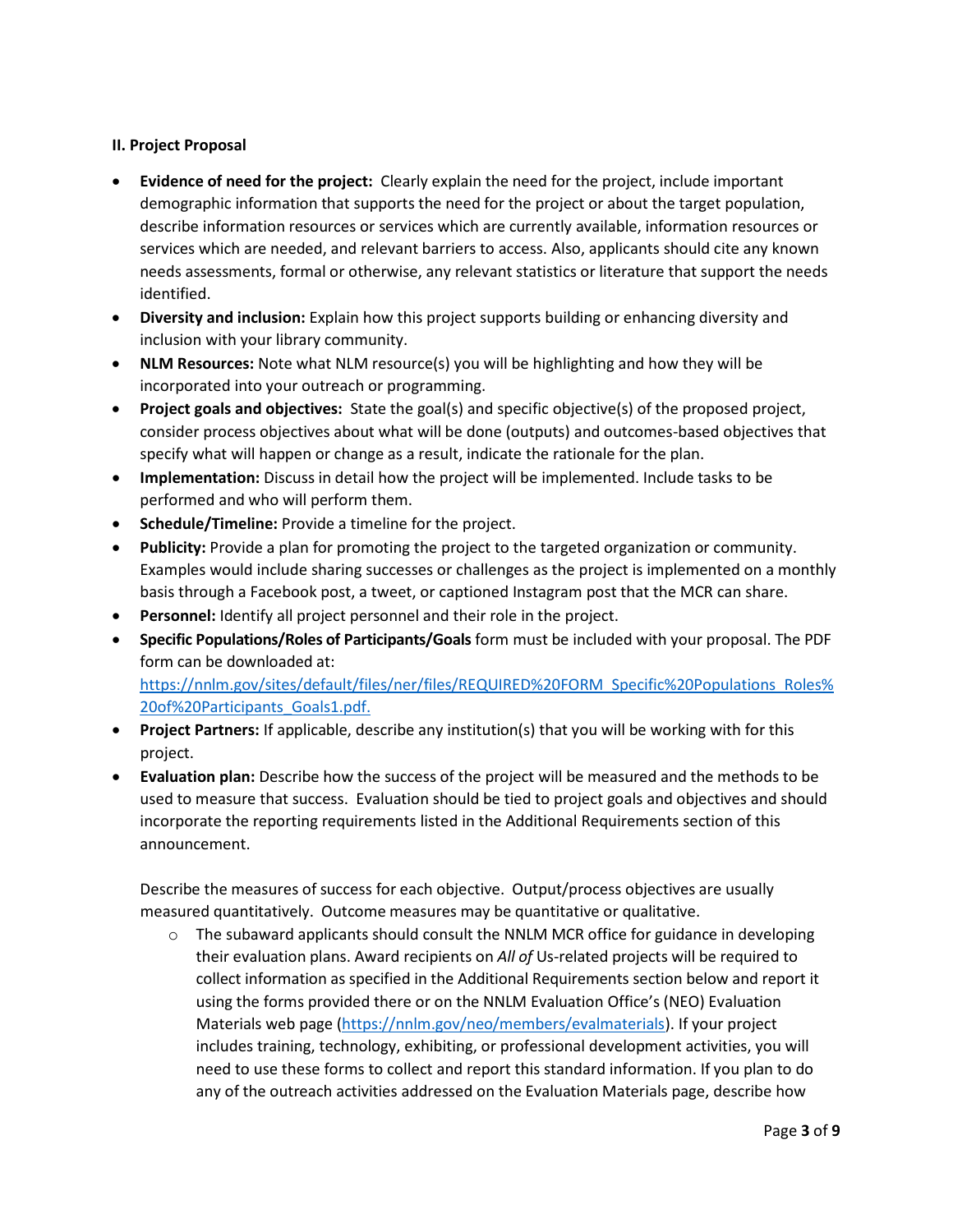**II. Project Proposal**

- **Evidence of need for the project:** Clearly explain the need for the project, include important demographic information that supports the need for the project or about the target population, describe information resources or services which are currently available, information resources or services which are needed, and relevant barriers to access. Also, applicants should cite any known needs assessments, formal or otherwise, any relevant statistics or literature that support the needs identified.
- **Diversity and inclusion:** Explain how this project supports building or enhancing diversity and inclusion with your library community.
- **NLM Resources:** Note what NLM resource(s) you will be highlighting and how they will be incorporated into your outreach or programming.
- **Project goals and objectives:** State the goal(s) and specific objective(s) of the proposed project, consider process objectives about what will be done (outputs) and outcomes-based objectives that specify what will happen or change as a result, indicate the rationale for the plan.
- **Implementation:** Discuss in detail how the project will be implemented. Include tasks to be performed and who will perform them.
- **Schedule/Timeline:** Provide a timeline for the project.
- **Publicity:** Provide a plan for promoting the project to the targeted organization or community. Examples would include sharing successes or challenges as the project is implemented on a monthly basis through a Facebook post, a tweet, or captioned Instagram post that the MCR can share.
- **Personnel:** Identify all project personnel and their role in the project.
- **Specific Populations/Roles of Participants/Goals** form must be included with your proposal. The PDF form can be downloaded at: [https://nnlm.gov/sites/default/files/ner/files/REQUIRED%20FORM_Specific%20Populations_Roles%20of%20Participants_Goals1.pdf.](https://nnlm.gov/sites/default/files/ner/files/REQUIRED%20FORM_Specific%20Populations_Roles%20of%20Participants_Goals1.pdf)
- **Project Partners:** If applicable, describe any institution(s) that you will be working with for this project.
- **Evaluation plan:** Describe how the success of the project will be measured and the methods to be used to measure that success. Evaluation should be tied to project goals and objectives and should incorporate the reporting requirements listed in the Additional Requirements section of this announcement.

  Describe the measures of success for each objective. Output/process objectives are usually measured quantitatively. Outcome measures may be quantitative or qualitative.

  - The subaward applicants should consult the NNLM MCR office for guidance in developing their evaluation plans. Award recipients on *All of* Us-related projects will be required to collect information as specified in the Additional Requirements section below and report it using the forms provided there or on the NNLM Evaluation Office's (NEO) Evaluation Materials web page ([https://nnlm.gov/neo/members/evalmaterials](https://nnlm.gov/neo/members/evalmaterials)). If your project includes training, technology, exhibiting, or professional development activities, you will need to use these forms to collect and report this standard information. If you plan to do any of the outreach activities addressed on the Evaluation Materials page, describe how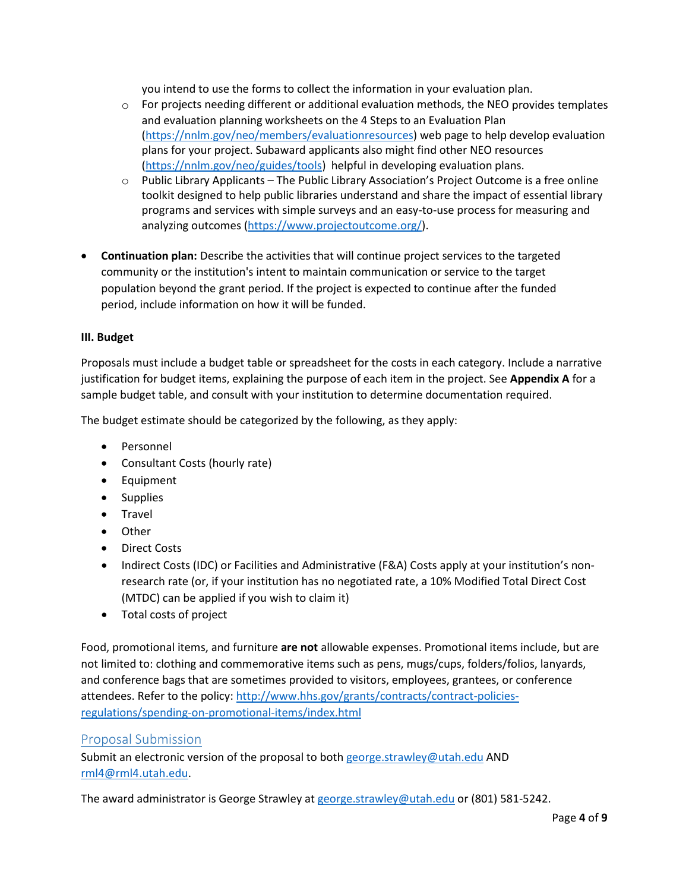you intend to use the forms to collect the information in your evaluation plan.

  - For projects needing different or additional evaluation methods, the NEO provides templates and evaluation planning worksheets on the 4 Steps to an Evaluation Plan (https://nnlm.gov/neo/members/evaluationresources) web page to help develop evaluation plans for your project. Subaward applicants also might find other NEO resources (https://nnlm.gov/neo/guides/tools) helpful in developing evaluation plans.
  - Public Library Applicants – The Public Library Association's Project Outcome is a free online toolkit designed to help public libraries understand and share the impact of essential library programs and services with simple surveys and an easy-to-use process for measuring and analyzing outcomes (https://www.projectoutcome.org/).

- **Continuation plan:** Describe the activities that will continue project services to the targeted community or the institution's intent to maintain communication or service to the target population beyond the grant period. If the project is expected to continue after the funded period, include information on how it will be funded.

**III. Budget**

Proposals must include a budget table or spreadsheet for the costs in each category. Include a narrative justification for budget items, explaining the purpose of each item in the project. See **Appendix A** for a sample budget table, and consult with your institution to determine documentation required.

The budget estimate should be categorized by the following, as they apply:

- Personnel
- Consultant Costs (hourly rate)
- Equipment
- Supplies
- Travel
- Other
- Direct Costs
- Indirect Costs (IDC) or Facilities and Administrative (F&A) Costs apply at your institution's non-research rate (or, if your institution has no negotiated rate, a 10% Modified Total Direct Cost (MTDC) can be applied if you wish to claim it)
- Total costs of project

Food, promotional items, and furniture **are not** allowable expenses. Promotional items include, but are not limited to: clothing and commemorative items such as pens, mugs/cups, folders/folios, lanyards, and conference bags that are sometimes provided to visitors, employees, grantees, or conference attendees. Refer to the policy: http://www.hhs.gov/grants/contracts/contract-policies-regulations/spending-on-promotional-items/index.html

## Proposal Submission

Submit an electronic version of the proposal to both george.strawley@utah.edu AND rml4@rml4.utah.edu.

The award administrator is George Strawley at george.strawley@utah.edu or (801) 581-5242.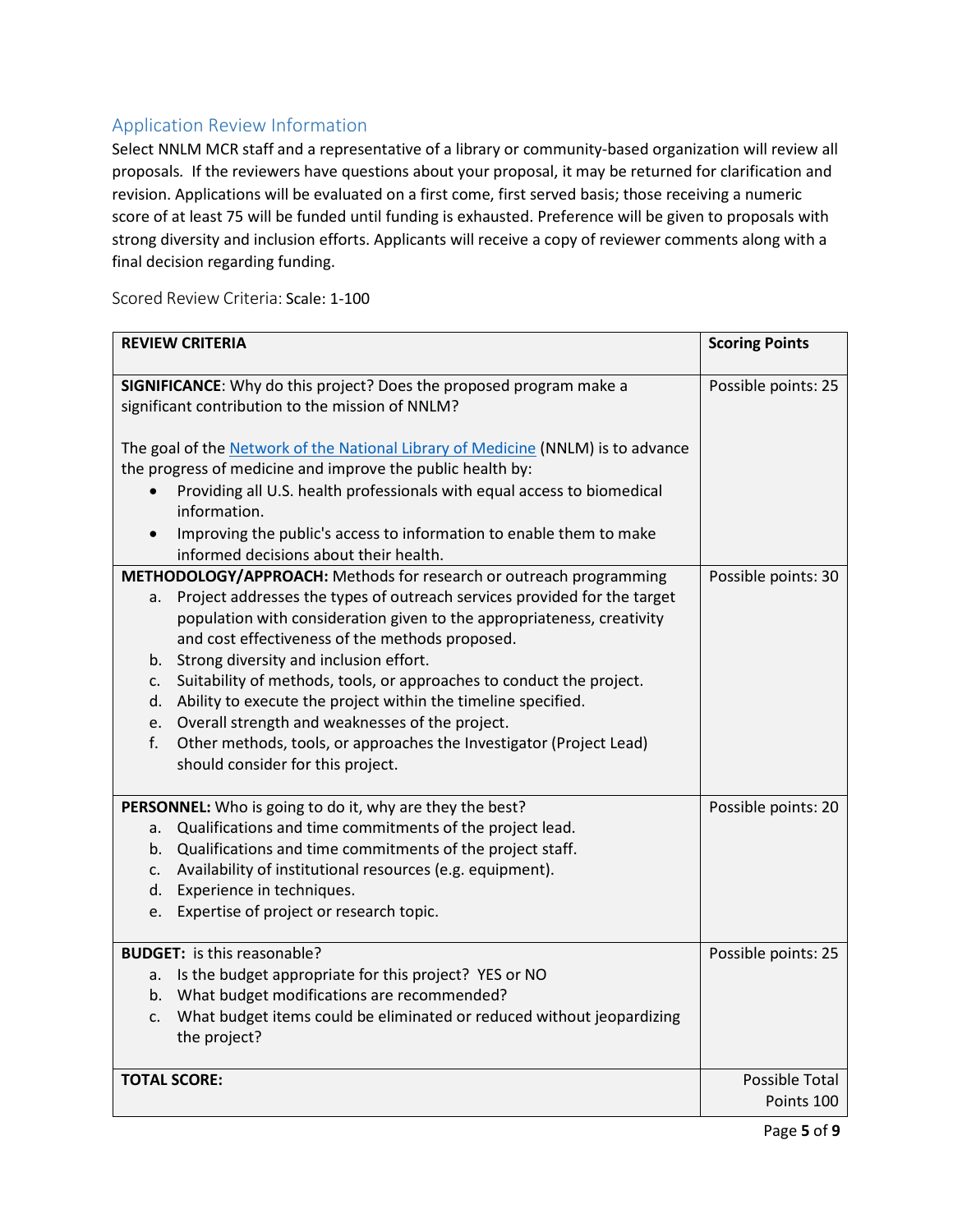## Application Review Information

Select NNLM MCR staff and a representative of a library or community-based organization will review all proposals. If the reviewers have questions about your proposal, it may be returned for clarification and revision. Applications will be evaluated on a first come, first served basis; those receiving a numeric score of at least 75 will be funded until funding is exhausted. Preference will be given to proposals with strong diversity and inclusion efforts. Applicants will receive a copy of reviewer comments along with a final decision regarding funding.

### Scored Review Criteria: Scale: 1-100

| REVIEW CRITERIA | Scoring Points |
|---|---|
| **SIGNIFICANCE**: Why do this project? Does the proposed program make a significant contribution to the mission of NNLM?<br><br>The goal of the [Network of the National Library of Medicine](#) (NNLM) is to advance the progress of medicine and improve the public health by:<br>• Providing all U.S. health professionals with equal access to biomedical information.<br>• Improving the public's access to information to enable them to make informed decisions about their health. | Possible points: 25 |
| **METHODOLOGY/APPROACH:** Methods for research or outreach programming<br>a. Project addresses the types of outreach services provided for the target population with consideration given to the appropriateness, creativity and cost effectiveness of the methods proposed.<br>b. Strong diversity and inclusion effort.<br>c. Suitability of methods, tools, or approaches to conduct the project.<br>d. Ability to execute the project within the timeline specified.<br>e. Overall strength and weaknesses of the project.<br>f. Other methods, tools, or approaches the Investigator (Project Lead) should consider for this project. | Possible points: 30 |
| **PERSONNEL:** Who is going to do it, why are they the best?<br>a. Qualifications and time commitments of the project lead.<br>b. Qualifications and time commitments of the project staff.<br>c. Availability of institutional resources (e.g. equipment).<br>d. Experience in techniques.<br>e. Expertise of project or research topic. | Possible points: 20 |
| **BUDGET:** is this reasonable?<br>a. Is the budget appropriate for this project? YES or NO<br>b. What budget modifications are recommended?<br>c. What budget items could be eliminated or reduced without jeopardizing the project? | Possible points: 25 |
| **TOTAL SCORE:** | Possible Total Points 100 |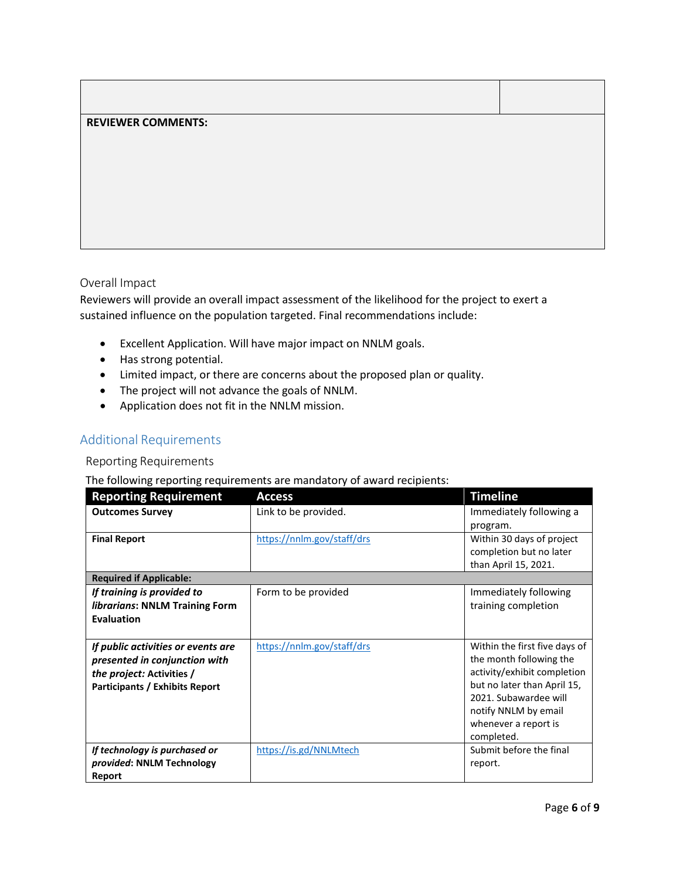| | |
|---|---|
| **REVIEWER COMMENTS:** | |

### Overall Impact

Reviewers will provide an overall impact assessment of the likelihood for the project to exert a sustained influence on the population targeted. Final recommendations include:

- Excellent Application. Will have major impact on NNLM goals.
- Has strong potential.
- Limited impact, or there are concerns about the proposed plan or quality.
- The project will not advance the goals of NNLM.
- Application does not fit in the NNLM mission.

## Additional Requirements

### Reporting Requirements

The following reporting requirements are mandatory of award recipients:

| Reporting Requirement | Access | Timeline |
|---|---|---|
| **Outcomes Survey** | Link to be provided. | Immediately following a program. |
| **Final Report** | https://nnlm.gov/staff/drs | Within 30 days of project completion but no later than April 15, 2021. |
| **Required if Applicable:** | | |
| ***If training is provided to librarians*: NNLM Training Form Evaluation** | Form to be provided | Immediately following training completion |
| ***If public activities or events are presented in conjunction with the project:* Activities / Participants / Exhibits Report** | https://nnlm.gov/staff/drs | Within the first five days of the month following the activity/exhibit completion but no later than April 15, 2021. Subawardee will notify NNLM by email whenever a report is completed. |
| ***If technology is purchased or provided*: NNLM Technology Report** | https://is.gd/NNLMtech | Submit before the final report. |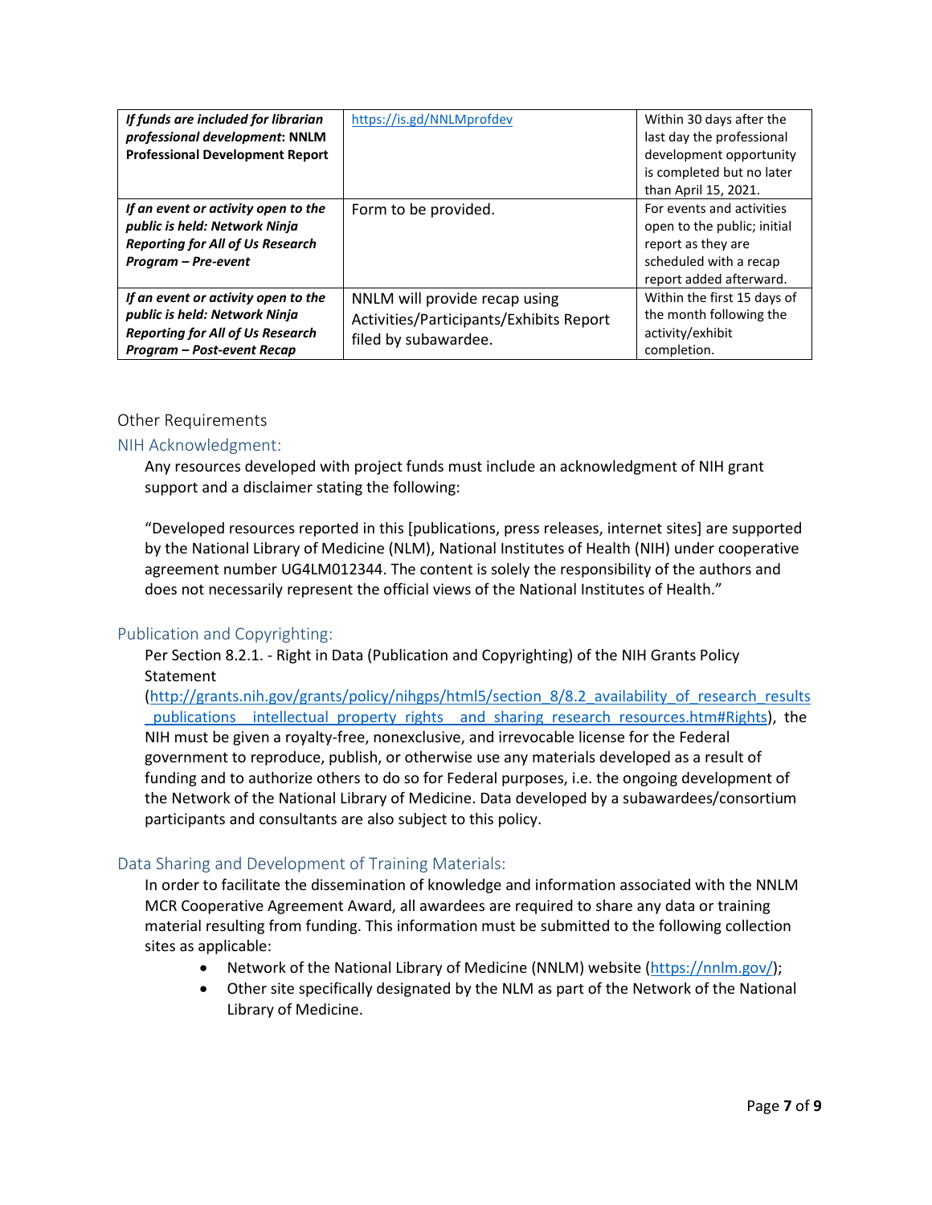| | | |
|---|---|---|
| ***If funds are included for librarian professional development*: NNLM Professional Development Report** | https://is.gd/NNLMprofdev | Within 30 days after the last day the professional development opportunity is completed but no later than April 15, 2021. |
| ***If an event or activity open to the public is held: Network Ninja Reporting for All of Us Research Program – Pre-event*** | Form to be provided. | For events and activities open to the public; initial report as they are scheduled with a recap report added afterward. |
| ***If an event or activity open to the public is held: Network Ninja Reporting for All of Us Research Program – Post-event Recap*** | NNLM will provide recap using Activities/Participants/Exhibits Report filed by subawardee. | Within the first 15 days of the month following the activity/exhibit completion. |

## Other Requirements

### NIH Acknowledgment:

Any resources developed with project funds must include an acknowledgment of NIH grant support and a disclaimer stating the following:

"Developed resources reported in this [publications, press releases, internet sites] are supported by the National Library of Medicine (NLM), National Institutes of Health (NIH) under cooperative agreement number UG4LM012344. The content is solely the responsibility of the authors and does not necessarily represent the official views of the National Institutes of Health."

### Publication and Copyrighting:

Per Section 8.2.1. - Right in Data (Publication and Copyrighting) of the NIH Grants Policy Statement (http://grants.nih.gov/grants/policy/nihgps/html5/section_8/8.2_availability_of_research_results_publications__intellectual_property_rights__and_sharing_research_resources.htm#Rights), the NIH must be given a royalty-free, nonexclusive, and irrevocable license for the Federal government to reproduce, publish, or otherwise use any materials developed as a result of funding and to authorize others to do so for Federal purposes, i.e. the ongoing development of the Network of the National Library of Medicine. Data developed by a subawardees/consortium participants and consultants are also subject to this policy.

### Data Sharing and Development of Training Materials:

In order to facilitate the dissemination of knowledge and information associated with the NNLM MCR Cooperative Agreement Award, all awardees are required to share any data or training material resulting from funding. This information must be submitted to the following collection sites as applicable:

- Network of the National Library of Medicine (NNLM) website (https://nnlm.gov/);
- Other site specifically designated by the NLM as part of the Network of the National Library of Medicine.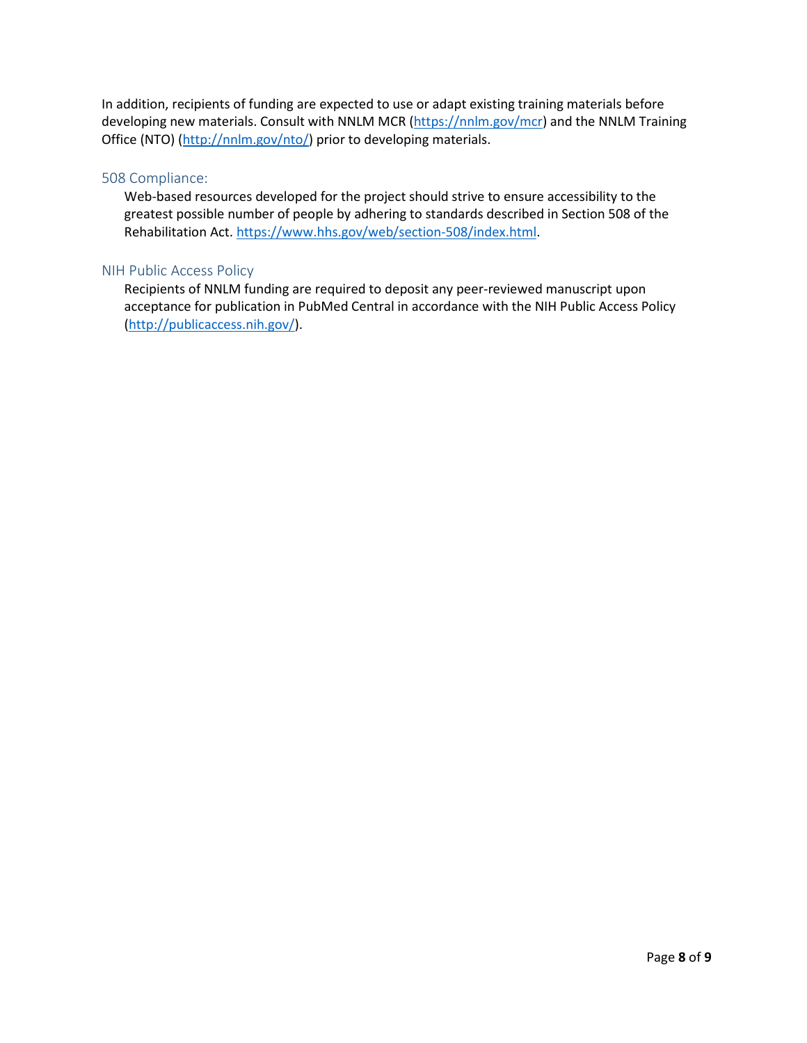In addition, recipients of funding are expected to use or adapt existing training materials before developing new materials. Consult with NNLM MCR (https://nnlm.gov/mcr) and the NNLM Training Office (NTO) (http://nnlm.gov/nto/) prior to developing materials.

### 508 Compliance:

Web-based resources developed for the project should strive to ensure accessibility to the greatest possible number of people by adhering to standards described in Section 508 of the Rehabilitation Act. https://www.hhs.gov/web/section-508/index.html.

### NIH Public Access Policy

Recipients of NNLM funding are required to deposit any peer-reviewed manuscript upon acceptance for publication in PubMed Central in accordance with the NIH Public Access Policy (http://publicaccess.nih.gov/).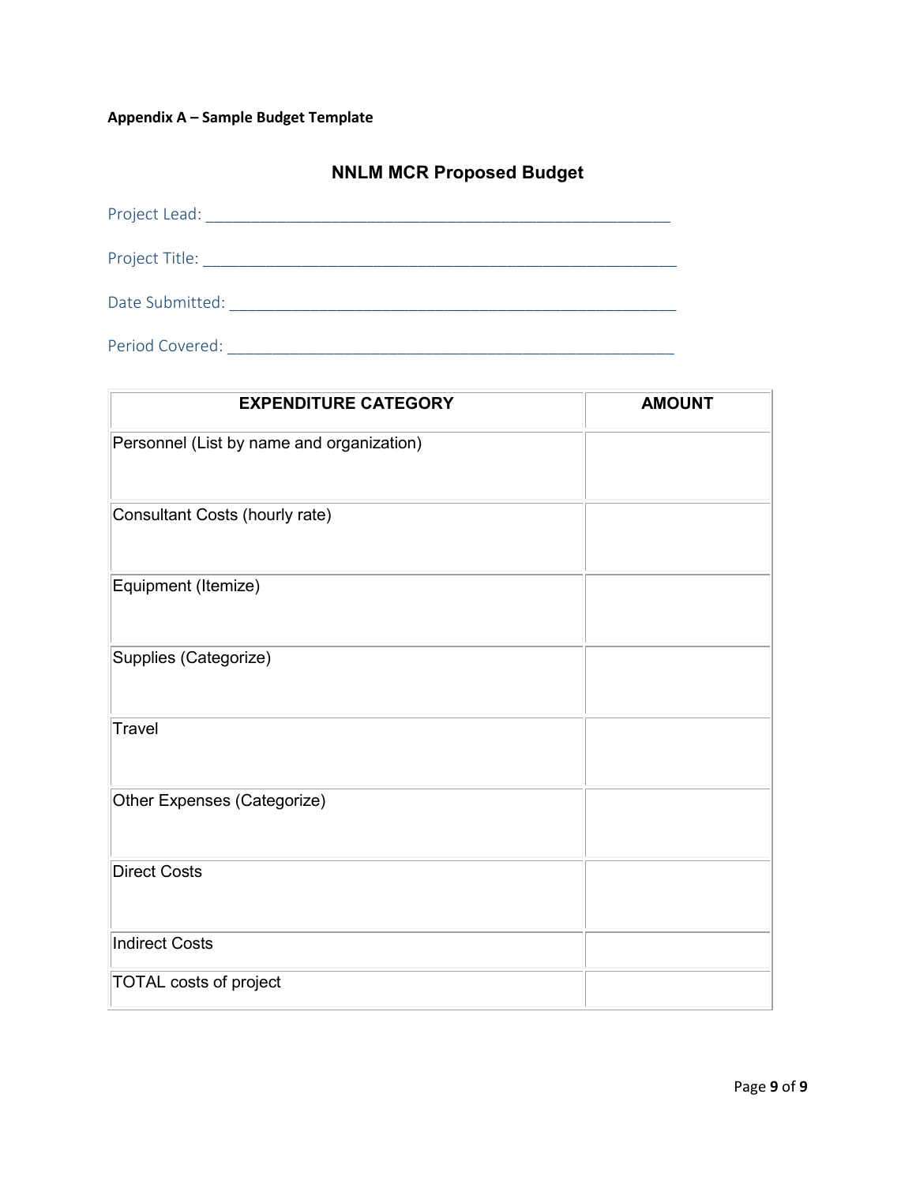**Appendix A – Sample Budget Template**

## NNLM MCR Proposed Budget

Project Lead: ____________________________________________________

Project Title: ____________________________________________________

Date Submitted: __________________________________________________

Period Covered: __________________________________________________

| EXPENDITURE CATEGORY | AMOUNT |
|---|---|
| Personnel (List by name and organization) | |
| Consultant Costs (hourly rate) | |
| Equipment (Itemize) | |
| Supplies (Categorize) | |
| Travel | |
| Other Expenses (Categorize) | |
| Direct Costs | |
| Indirect Costs | |
| TOTAL costs of project | |